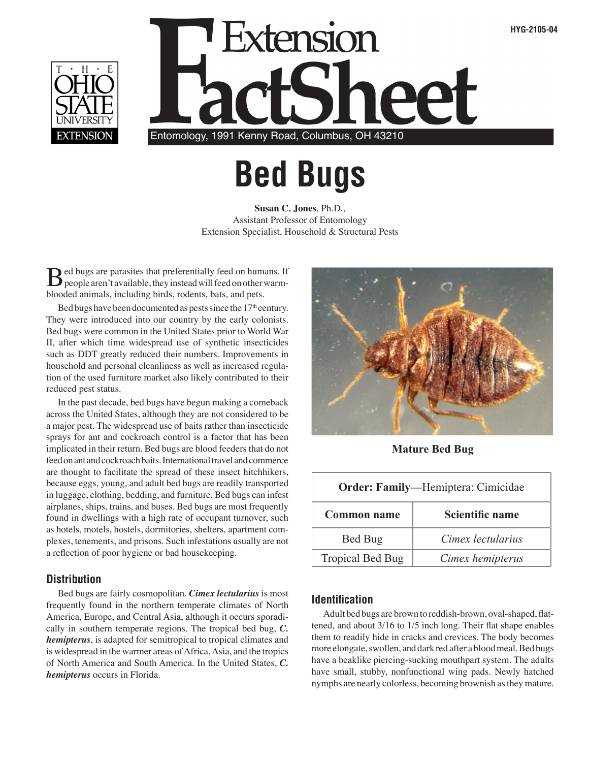HYG-2105-04

The Ohio State University Extension

# Extension FactSheet

Entomology, 1991 Kenny Road, Columbus, OH 43210

# Bed Bugs

**Susan C. Jones**, Ph.D.,
Assistant Professor of Entomology
Extension Specialist, Household & Structural Pests

Bed bugs are parasites that preferentially feed on humans. If people aren't available, they instead will feed on other warm-blooded animals, including birds, rodents, bats, and pets.

Bed bugs have been documented as pests since the 17th century. They were introduced into our country by the early colonists. Bed bugs were common in the United States prior to World War II, after which time widespread use of synthetic insecticides such as DDT greatly reduced their numbers. Improvements in household and personal cleanliness as well as increased regulation of the used furniture market also likely contributed to their reduced pest status.

In the past decade, bed bugs have begun making a comeback across the United States, although they are not considered to be a major pest. The widespread use of baits rather than insecticide sprays for ant and cockroach control is a factor that has been implicated in their return. Bed bugs are blood feeders that do not feed on ant and cockroach baits. International travel and commerce are thought to facilitate the spread of these insect hitchhikers, because eggs, young, and adult bed bugs are readily transported in luggage, clothing, bedding, and furniture. Bed bugs can infest airplanes, ships, trains, and buses. Bed bugs are most frequently found in dwellings with a high rate of occupant turnover, such as hotels, motels, hostels, dormitories, shelters, apartment complexes, tenements, and prisons. Such infestations usually are not a reflection of poor hygiene or bad housekeeping.

**Mature Bed Bug**

| **Order: Family**—Hemiptera: Cimicidae | |
|---|---|
| **Common name** | **Scientific name** |
| Bed Bug | *Cimex lectularius* |
| Tropical Bed Bug | *Cimex hemipterus* |

## Distribution

Bed bugs are fairly cosmopolitan. ***Cimex lectularius*** is most frequently found in the northern temperate climates of North America, Europe, and Central Asia, although it occurs sporadically in southern temperate regions. The tropical bed bug, ***C. hemipterus***, is adapted for semitropical to tropical climates and is widespread in the warmer areas of Africa, Asia, and the tropics of North America and South America. In the United States, ***C. hemipterus*** occurs in Florida.

## Identification

Adult bed bugs are brown to reddish-brown, oval-shaped, flattened, and about 3/16 to 1/5 inch long. Their flat shape enables them to readily hide in cracks and crevices. The body becomes more elongate, swollen, and dark red after a blood meal. Bed bugs have a beaklike piercing-sucking mouthpart system. The adults have small, stubby, nonfunctional wing pads. Newly hatched nymphs are nearly colorless, becoming brownish as they mature.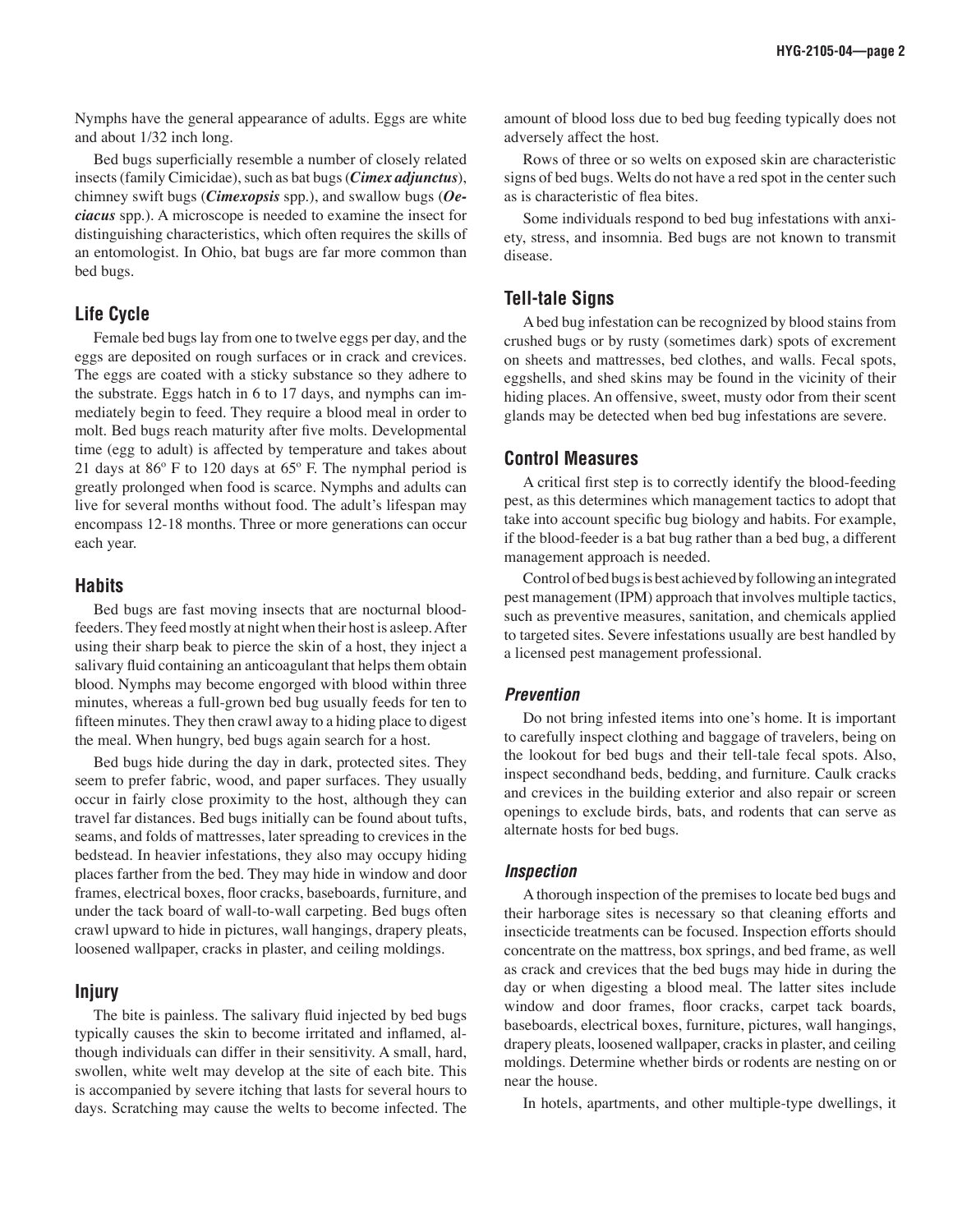Nymphs have the general appearance of adults. Eggs are white and about 1/32 inch long.

Bed bugs superficially resemble a number of closely related insects (family Cimicidae), such as bat bugs (***Cimex adjunctus***), chimney swift bugs (***Cimexopsis*** spp.), and swallow bugs (***Oeciacus*** spp.). A microscope is needed to examine the insect for distinguishing characteristics, which often requires the skills of an entomologist. In Ohio, bat bugs are far more common than bed bugs.

## Life Cycle

Female bed bugs lay from one to twelve eggs per day, and the eggs are deposited on rough surfaces or in crack and crevices. The eggs are coated with a sticky substance so they adhere to the substrate. Eggs hatch in 6 to 17 days, and nymphs can immediately begin to feed. They require a blood meal in order to molt. Bed bugs reach maturity after five molts. Developmental time (egg to adult) is affected by temperature and takes about 21 days at 86º F to 120 days at 65º F. The nymphal period is greatly prolonged when food is scarce. Nymphs and adults can live for several months without food. The adult's lifespan may encompass 12-18 months. Three or more generations can occur each year.

## Habits

Bed bugs are fast moving insects that are nocturnal blood-feeders. They feed mostly at night when their host is asleep. After using their sharp beak to pierce the skin of a host, they inject a salivary fluid containing an anticoagulant that helps them obtain blood. Nymphs may become engorged with blood within three minutes, whereas a full-grown bed bug usually feeds for ten to fifteen minutes. They then crawl away to a hiding place to digest the meal. When hungry, bed bugs again search for a host.

Bed bugs hide during the day in dark, protected sites. They seem to prefer fabric, wood, and paper surfaces. They usually occur in fairly close proximity to the host, although they can travel far distances. Bed bugs initially can be found about tufts, seams, and folds of mattresses, later spreading to crevices in the bedstead. In heavier infestations, they also may occupy hiding places farther from the bed. They may hide in window and door frames, electrical boxes, floor cracks, baseboards, furniture, and under the tack board of wall-to-wall carpeting. Bed bugs often crawl upward to hide in pictures, wall hangings, drapery pleats, loosened wallpaper, cracks in plaster, and ceiling moldings.

## Injury

The bite is painless. The salivary fluid injected by bed bugs typically causes the skin to become irritated and inflamed, although individuals can differ in their sensitivity. A small, hard, swollen, white welt may develop at the site of each bite. This is accompanied by severe itching that lasts for several hours to days. Scratching may cause the welts to become infected. The amount of blood loss due to bed bug feeding typically does not adversely affect the host.

Rows of three or so welts on exposed skin are characteristic signs of bed bugs. Welts do not have a red spot in the center such as is characteristic of flea bites.

Some individuals respond to bed bug infestations with anxiety, stress, and insomnia. Bed bugs are not known to transmit disease.

## Tell-tale Signs

A bed bug infestation can be recognized by blood stains from crushed bugs or by rusty (sometimes dark) spots of excrement on sheets and mattresses, bed clothes, and walls. Fecal spots, eggshells, and shed skins may be found in the vicinity of their hiding places. An offensive, sweet, musty odor from their scent glands may be detected when bed bug infestations are severe.

## Control Measures

A critical first step is to correctly identify the blood-feeding pest, as this determines which management tactics to adopt that take into account specific bug biology and habits. For example, if the blood-feeder is a bat bug rather than a bed bug, a different management approach is needed.

Control of bed bugs is best achieved by following an integrated pest management (IPM) approach that involves multiple tactics, such as preventive measures, sanitation, and chemicals applied to targeted sites. Severe infestations usually are best handled by a licensed pest management professional.

### *Prevention*

Do not bring infested items into one's home. It is important to carefully inspect clothing and baggage of travelers, being on the lookout for bed bugs and their tell-tale fecal spots. Also, inspect secondhand beds, bedding, and furniture. Caulk cracks and crevices in the building exterior and also repair or screen openings to exclude birds, bats, and rodents that can serve as alternate hosts for bed bugs.

### *Inspection*

A thorough inspection of the premises to locate bed bugs and their harborage sites is necessary so that cleaning efforts and insecticide treatments can be focused. Inspection efforts should concentrate on the mattress, box springs, and bed frame, as well as crack and crevices that the bed bugs may hide in during the day or when digesting a blood meal. The latter sites include window and door frames, floor cracks, carpet tack boards, baseboards, electrical boxes, furniture, pictures, wall hangings, drapery pleats, loosened wallpaper, cracks in plaster, and ceiling moldings. Determine whether birds or rodents are nesting on or near the house.

In hotels, apartments, and other multiple-type dwellings, it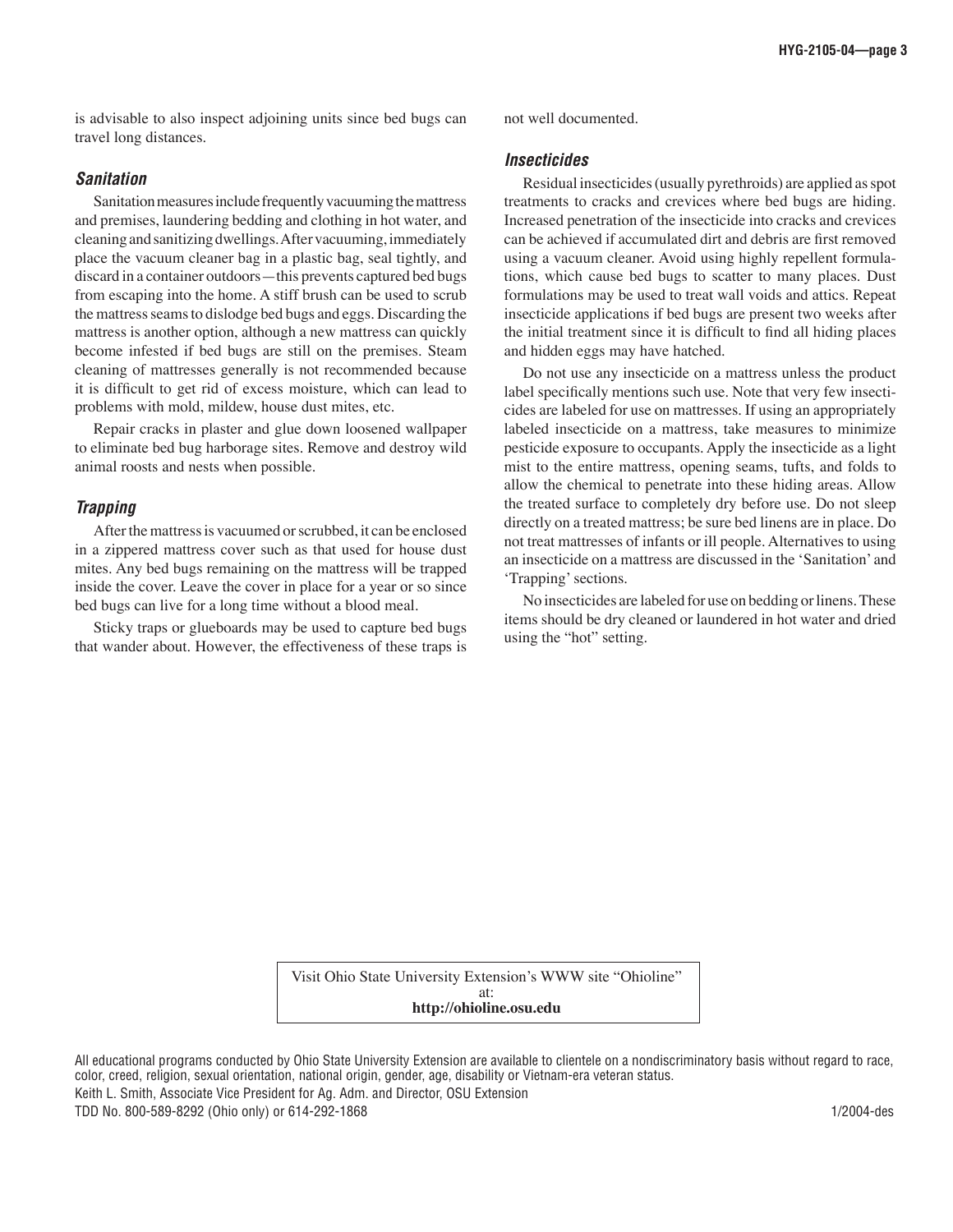is advisable to also inspect adjoining units since bed bugs can travel long distances.

### *Sanitation*

Sanitation measures include frequently vacuuming the mattress and premises, laundering bedding and clothing in hot water, and cleaning and sanitizing dwellings. After vacuuming, immediately place the vacuum cleaner bag in a plastic bag, seal tightly, and discard in a container outdoors—this prevents captured bed bugs from escaping into the home. A stiff brush can be used to scrub the mattress seams to dislodge bed bugs and eggs. Discarding the mattress is another option, although a new mattress can quickly become infested if bed bugs are still on the premises. Steam cleaning of mattresses generally is not recommended because it is difficult to get rid of excess moisture, which can lead to problems with mold, mildew, house dust mites, etc.

Repair cracks in plaster and glue down loosened wallpaper to eliminate bed bug harborage sites. Remove and destroy wild animal roosts and nests when possible.

### *Trapping*

After the mattress is vacuumed or scrubbed, it can be enclosed in a zippered mattress cover such as that used for house dust mites. Any bed bugs remaining on the mattress will be trapped inside the cover. Leave the cover in place for a year or so since bed bugs can live for a long time without a blood meal.

Sticky traps or glueboards may be used to capture bed bugs that wander about. However, the effectiveness of these traps is not well documented.

### *Insecticides*

Residual insecticides (usually pyrethroids) are applied as spot treatments to cracks and crevices where bed bugs are hiding. Increased penetration of the insecticide into cracks and crevices can be achieved if accumulated dirt and debris are first removed using a vacuum cleaner. Avoid using highly repellent formulations, which cause bed bugs to scatter to many places. Dust formulations may be used to treat wall voids and attics. Repeat insecticide applications if bed bugs are present two weeks after the initial treatment since it is difficult to find all hiding places and hidden eggs may have hatched.

Do not use any insecticide on a mattress unless the product label specifically mentions such use. Note that very few insecticides are labeled for use on mattresses. If using an appropriately labeled insecticide on a mattress, take measures to minimize pesticide exposure to occupants. Apply the insecticide as a light mist to the entire mattress, opening seams, tufts, and folds to allow the chemical to penetrate into these hiding areas. Allow the treated surface to completely dry before use. Do not sleep directly on a treated mattress; be sure bed linens are in place. Do not treat mattresses of infants or ill people. Alternatives to using an insecticide on a mattress are discussed in the 'Sanitation' and 'Trapping' sections.

No insecticides are labeled for use on bedding or linens. These items should be dry cleaned or laundered in hot water and dried using the "hot" setting.

Visit Ohio State University Extension's WWW site "Ohioline" at:
**http://ohioline.osu.edu**

All educational programs conducted by Ohio State University Extension are available to clientele on a nondiscriminatory basis without regard to race, color, creed, religion, sexual orientation, national origin, gender, age, disability or Vietnam-era veteran status.

Keith L. Smith, Associate Vice President for Ag. Adm. and Director, OSU Extension

TDD No. 800-589-8292 (Ohio only) or 614-292-1868

1/2004-des